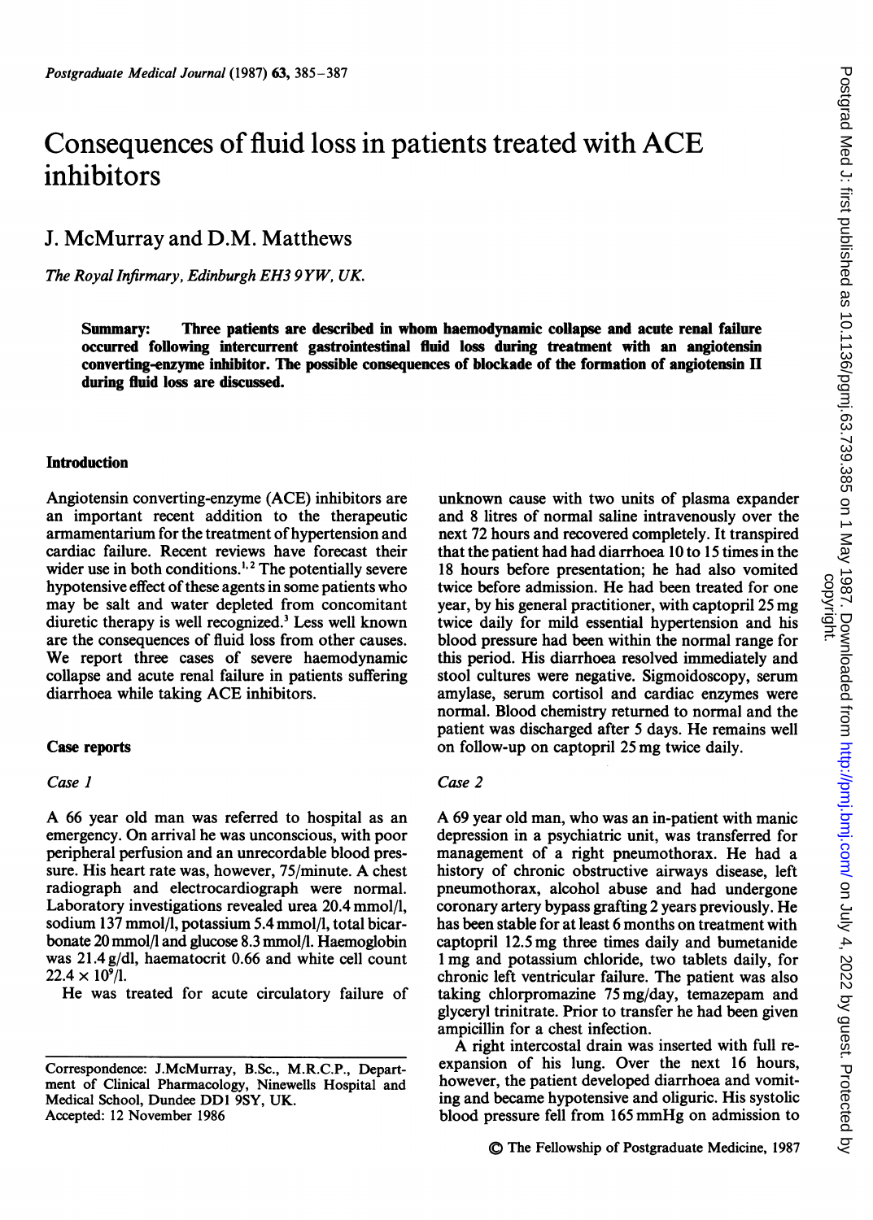# Consequences of fluid loss in patients treated with ACE inhibitors

J. McMurray and D.M. Matthews

*The Royal Infirmary, Edinburgh EH3 9YW, UK.*

**Summary: Three patients are described in whom haemodynamic collapse and acute renal failure occurred following intercurrent gastrointestinal fluid loss during treatment with an angiotensin converting-enzyme inhibitor. The possible consequences of blockade of the formation of angiotensin II during fluid loss are discussed.**

## Introduction

Angiotensin converting-enzyme (ACE) inhibitors are an important recent addition to the therapeutic armamentarium for the treatment of hypertension and cardiac failure. Recent reviews have forecast their wider use in both conditions.[1,2] The potentially severe hypotensive effect of these agents in some patients who may be salt and water depleted from concomitant diuretic therapy is well recognized.[3] Less well known are the consequences of fluid loss from other causes. We report three cases of severe haemodynamic collapse and acute renal failure in patients suffering diarrhoea while taking ACE inhibitors.

## Case reports

### *Case 1*

A 66 year old man was referred to hospital as an emergency. On arrival he was unconscious, with poor peripheral perfusion and an unrecordable blood pressure. His heart rate was, however, 75/minute. A chest radiograph and electrocardiograph were normal. Laboratory investigations revealed urea 20.4 mmol/l, sodium 137 mmol/l, potassium 5.4 mmol/l, total bicarbonate 20 mmol/l and glucose 8.3 mmol/l. Haemoglobin was 21.4 g/dl, haematocrit 0.66 and white cell count $22.4 \times 10^9$/l.

He was treated for acute circulatory failure of unknown cause with two units of plasma expander and 8 litres of normal saline intravenously over the next 72 hours and recovered completely. It transpired that the patient had had diarrhoea 10 to 15 times in the 18 hours before presentation; he had also vomited twice before admission. He had been treated for one year, by his general practitioner, with captopril 25 mg twice daily for mild essential hypertension and his blood pressure had been within the normal range for this period. His diarrhoea resolved immediately and stool cultures were negative. Sigmoidoscopy, serum amylase, serum cortisol and cardiac enzymes were normal. Blood chemistry returned to normal and the patient was discharged after 5 days. He remains well on follow-up on captopril 25 mg twice daily.

### *Case 2*

A 69 year old man, who was an in-patient with manic depression in a psychiatric unit, was transferred for management of a right pneumothorax. He had a history of chronic obstructive airways disease, left pneumothorax, alcohol abuse and had undergone coronary artery bypass grafting 2 years previously. He has been stable for at least 6 months on treatment with captopril 12.5 mg three times daily and bumetanide 1 mg and potassium chloride, two tablets daily, for chronic left ventricular failure. The patient was also taking chlorpromazine 75 mg/day, temazepam and glyceryl trinitrate. Prior to transfer he had been given ampicillin for a chest infection.

A right intercostal drain was inserted with full re-expansion of his lung. Over the next 16 hours, however, the patient developed diarrhoea and vomiting and became hypotensive and oliguric. His systolic blood pressure fell from 165 mmHg on admission to

Correspondence: J. McMurray, B.Sc., M.R.C.P., Department of Clinical Pharmacology, Ninewells Hospital and Medical School, Dundee DD1 9SY, UK.
Accepted: 12 November 1986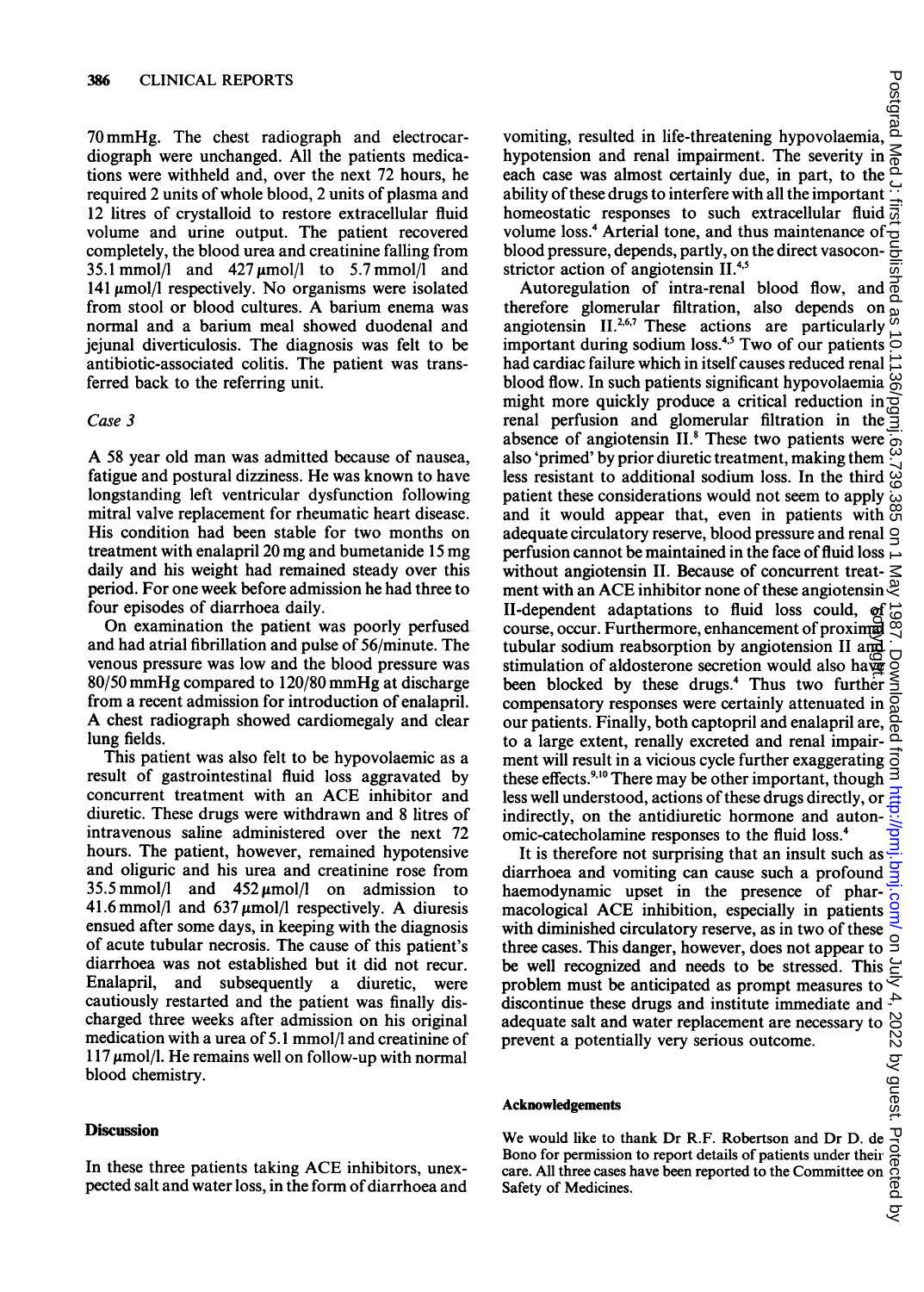70 mmHg. The chest radiograph and electrocardiograph were unchanged. All the patients medications were withheld and, over the next 72 hours, he required 2 units of whole blood, 2 units of plasma and 12 litres of crystalloid to restore extracellular fluid volume and urine output. The patient recovered completely, the blood urea and creatinine falling from 35.1 mmol/l and 427 μmol/l to 5.7 mmol/l and 141 μmol/l respectively. No organisms were isolated from stool or blood cultures. A barium enema was normal and a barium meal showed duodenal and jejunal diverticulosis. The diagnosis was felt to be antibiotic-associated colitis. The patient was transferred back to the referring unit.

*Case 3*

A 58 year old man was admitted because of nausea, fatigue and postural dizziness. He was known to have longstanding left ventricular dysfunction following mitral valve replacement for rheumatic heart disease. His condition had been stable for two months on treatment with enalapril 20 mg and bumetanide 15 mg daily and his weight had remained steady over this period. For one week before admission he had three to four episodes of diarrhoea daily.

On examination the patient was poorly perfused and had atrial fibrillation and pulse of 56/minute. The venous pressure was low and the blood pressure was 80/50 mmHg compared to 120/80 mmHg at discharge from a recent admission for introduction of enalapril. A chest radiograph showed cardiomegaly and clear lung fields.

This patient was also felt to be hypovolaemic as a result of gastrointestinal fluid loss aggravated by concurrent treatment with an ACE inhibitor and diuretic. These drugs were withdrawn and 8 litres of intravenous saline administered over the next 72 hours. The patient, however, remained hypotensive and oliguric and his urea and creatinine rose from 35.5 mmol/l and 452 μmol/l on admission to 41.6 mmol/l and 637 μmol/l respectively. A diuresis ensued after some days, in keeping with the diagnosis of acute tubular necrosis. The cause of this patient's diarrhoea was not established but it did not recur. Enalapril, and subsequently a diuretic, were cautiously restarted and the patient was finally discharged three weeks after admission on his original medication with a urea of 5.1 mmol/l and creatinine of 117 μmol/l. He remains well on follow-up with normal blood chemistry.

## Discussion

In these three patients taking ACE inhibitors, unexpected salt and water loss, in the form of diarrhoea and vomiting, resulted in life-threatening hypovolaemia, hypotension and renal impairment. The severity in each case was almost certainly due, in part, to the ability of these drugs to interfere with all the important homeostatic responses to such extracellular fluid volume loss.[4] Arterial tone, and thus maintenance of blood pressure, depends, partly, on the direct vasoconstrictor action of angiotensin II.[4,5]

Autoregulation of intra-renal blood flow, and therefore glomerular filtration, also depends on angiotensin II.[2,6,7] These actions are particularly important during sodium loss.[4,5] Two of our patients had cardiac failure which in itself causes reduced renal blood flow. In such patients significant hypovolaemia might more quickly produce a critical reduction in renal perfusion and glomerular filtration in the absence of angiotensin II.[8] These two patients were also 'primed' by prior diuretic treatment, making them less resistant to additional sodium loss. In the third patient these considerations would not seem to apply and it would appear that, even in patients with adequate circulatory reserve, blood pressure and renal perfusion cannot be maintained in the face of fluid loss without angiotensin II. Because of concurrent treatment with an ACE inhibitor none of these angiotensin II-dependent adaptations to fluid loss could, of course, occur. Furthermore, enhancement of proximal tubular sodium reabsorption by angiotension II and stimulation of aldosterone secretion would also have been blocked by these drugs.[4] Thus two further compensatory responses were certainly attenuated in our patients. Finally, both captopril and enalapril are, to a large extent, renally excreted and renal impairment will result in a vicious cycle further exaggerating these effects.[9,10] There may be other important, though less well understood, actions of these drugs directly, or indirectly, on the antidiuretic hormone and autonomic-catecholamine responses to the fluid loss.[4]

It is therefore not surprising that an insult such as diarrhoea and vomiting can cause such a profound haemodynamic upset in the presence of pharmacological ACE inhibition, especially in patients with diminished circulatory reserve, as in two of these three cases. This danger, however, does not appear to be well recognized and needs to be stressed. This problem must be anticipated as prompt measures to discontinue these drugs and institute immediate and adequate salt and water replacement are necessary to prevent a potentially very serious outcome.

### Acknowledgements

We would like to thank Dr R.F. Robertson and Dr D. de Bono for permission to report details of patients under their care. All three cases have been reported to the Committee on Safety of Medicines.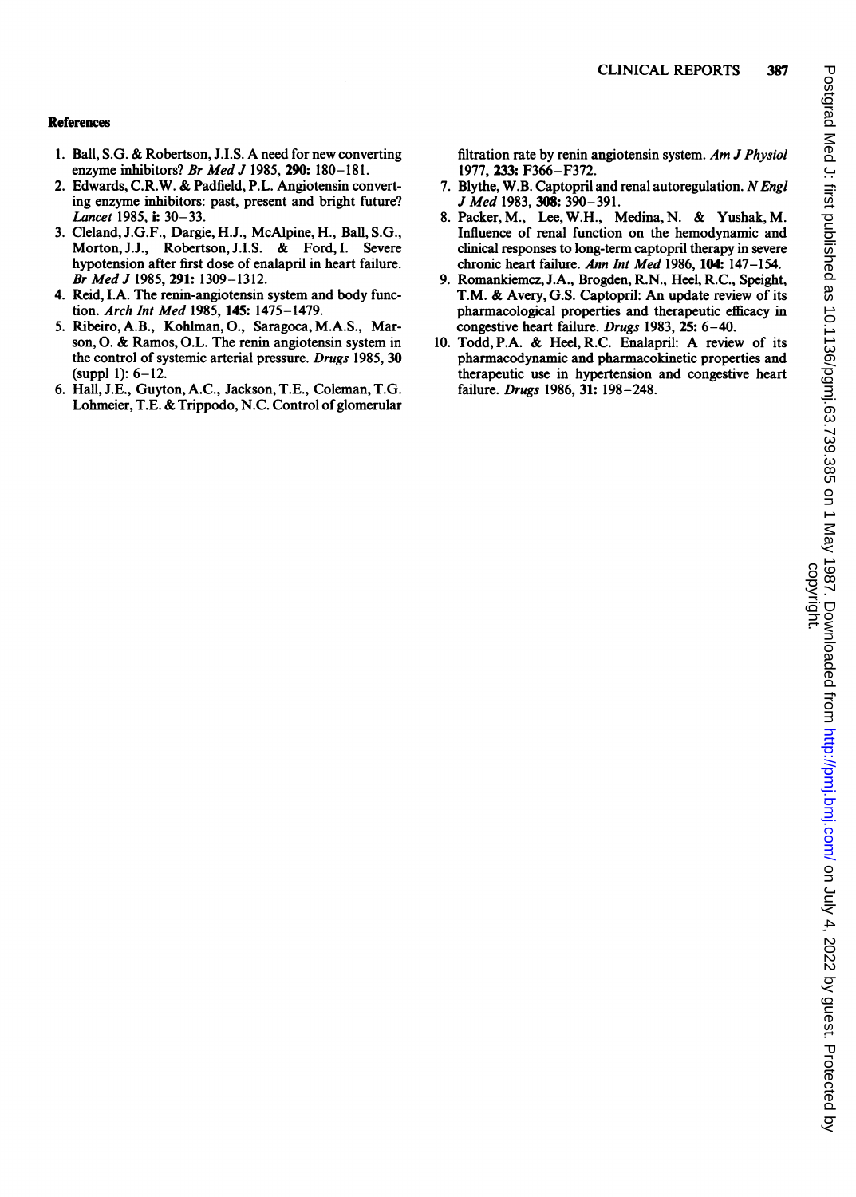## References

1. Ball, S.G. & Robertson, J.I.S. A need for new converting enzyme inhibitors? *Br Med J* 1985, **290:** 180–181.
2. Edwards, C.R.W. & Padfield, P.L. Angiotensin converting enzyme inhibitors: past, present and bright future? *Lancet* 1985, **i:** 30–33.
3. Cleland, J.G.F., Dargie, H.J., McAlpine, H., Ball, S.G., Morton, J.J., Robertson, J.I.S. & Ford, I. Severe hypotension after first dose of enalapril in heart failure. *Br Med J* 1985, **291:** 1309–1312.
4. Reid, I.A. The renin-angiotensin system and body function. *Arch Int Med* 1985, **145:** 1475–1479.
5. Ribeiro, A.B., Kohlman, O., Saragoca, M.A.S., Marson, O. & Ramos, O.L. The renin angiotensin system in the control of systemic arterial pressure. *Drugs* 1985, **30** (suppl 1): 6–12.
6. Hall, J.E., Guyton, A.C., Jackson, T.E., Coleman, T.G. Lohmeier, T.E. & Trippodo, N.C. Control of glomerular filtration rate by renin angiotensin system. *Am J Physiol* 1977, **233:** F366–F372.
7. Blythe, W.B. Captopril and renal autoregulation. *N Engl J Med* 1983, **308:** 390–391.
8. Packer, M., Lee, W.H., Medina, N. & Yushak, M. Influence of renal function on the hemodynamic and clinical responses to long-term captopril therapy in severe chronic heart failure. *Ann Int Med* 1986, **104:** 147–154.
9. Romankiemcz, J.A., Brogden, R.N., Heel, R.C., Speight, T.M. & Avery, G.S. Captopril: An update review of its pharmacological properties and therapeutic efficacy in congestive heart failure. *Drugs* 1983, **25:** 6–40.
10. Todd, P.A. & Heel, R.C. Enalapril: A review of its pharmacodynamic and pharmacokinetic properties and therapeutic use in hypertension and congestive heart failure. *Drugs* 1986, **31:** 198–248.